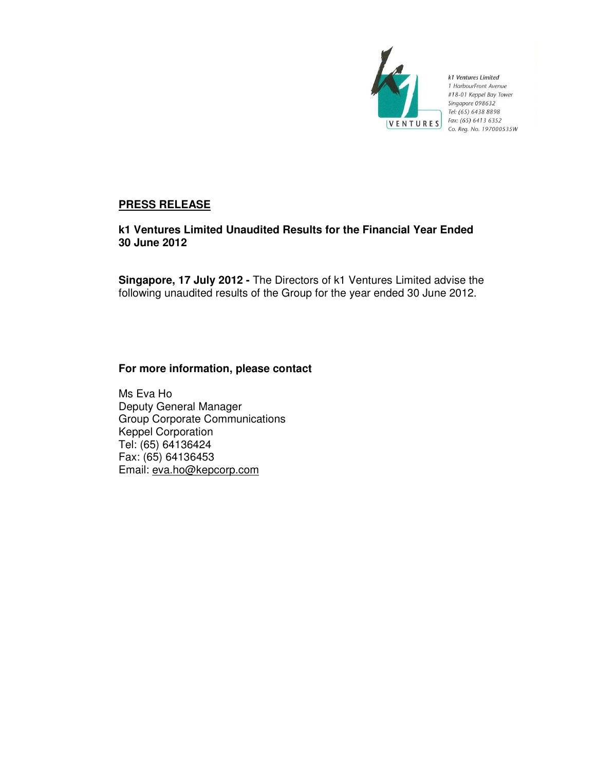k1 Ventures Limited
1 HarbourFront Avenue
#18-01 Keppel Bay Tower
Singapore 098632
Tel: (65) 6438 8898
Fax: (65) 6413 6352
Co. Reg. No. 197000535W

**PRESS RELEASE**

**k1 Ventures Limited Unaudited Results for the Financial Year Ended 30 June 2012**

**Singapore, 17 July 2012 -** The Directors of k1 Ventures Limited advise the following unaudited results of the Group for the year ended 30 June 2012.

**For more information, please contact**

Ms Eva Ho
Deputy General Manager
Group Corporate Communications
Keppel Corporation
Tel: (65) 64136424
Fax: (65) 64136453
Email: eva.ho@kepcorp.com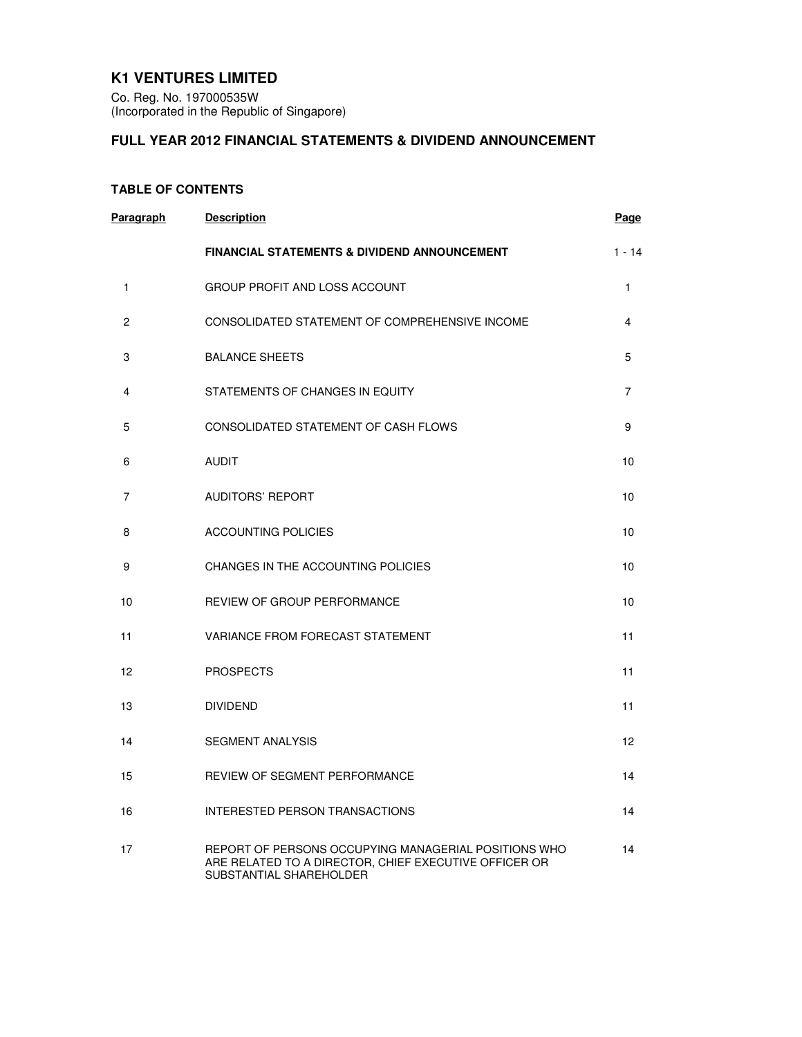# K1 VENTURES LIMITED

Co. Reg. No. 197000535W
(Incorporated in the Republic of Singapore)

## FULL YEAR 2012 FINANCIAL STATEMENTS & DIVIDEND ANNOUNCEMENT

### TABLE OF CONTENTS

| Paragraph | Description | Page |
|---|---|---|
| | **FINANCIAL STATEMENTS & DIVIDEND ANNOUNCEMENT** | 1 - 14 |
| 1 | GROUP PROFIT AND LOSS ACCOUNT | 1 |
| 2 | CONSOLIDATED STATEMENT OF COMPREHENSIVE INCOME | 4 |
| 3 | BALANCE SHEETS | 5 |
| 4 | STATEMENTS OF CHANGES IN EQUITY | 7 |
| 5 | CONSOLIDATED STATEMENT OF CASH FLOWS | 9 |
| 6 | AUDIT | 10 |
| 7 | AUDITORS' REPORT | 10 |
| 8 | ACCOUNTING POLICIES | 10 |
| 9 | CHANGES IN THE ACCOUNTING POLICIES | 10 |
| 10 | REVIEW OF GROUP PERFORMANCE | 10 |
| 11 | VARIANCE FROM FORECAST STATEMENT | 11 |
| 12 | PROSPECTS | 11 |
| 13 | DIVIDEND | 11 |
| 14 | SEGMENT ANALYSIS | 12 |
| 15 | REVIEW OF SEGMENT PERFORMANCE | 14 |
| 16 | INTERESTED PERSON TRANSACTIONS | 14 |
| 17 | REPORT OF PERSONS OCCUPYING MANAGERIAL POSITIONS WHO ARE RELATED TO A DIRECTOR, CHIEF EXECUTIVE OFFICER OR SUBSTANTIAL SHAREHOLDER | 14 |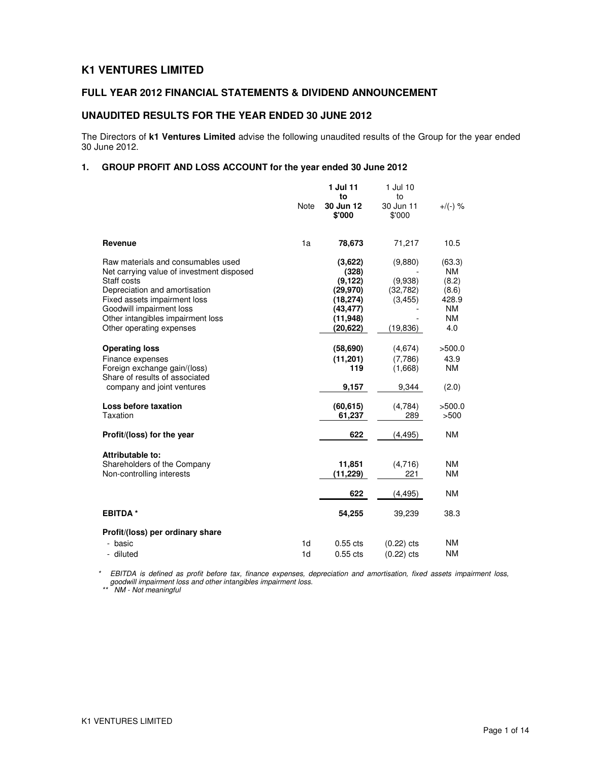# K1 VENTURES LIMITED

## FULL YEAR 2012 FINANCIAL STATEMENTS & DIVIDEND ANNOUNCEMENT

## UNAUDITED RESULTS FOR THE YEAR ENDED 30 JUNE 2012

The Directors of **k1 Ventures Limited** advise the following unaudited results of the Group for the year ended 30 June 2012.

### 1. GROUP PROFIT AND LOSS ACCOUNT for the year ended 30 June 2012

| | Note | **1 Jul 11 to 30 Jun 12 $'000** | 1 Jul 10 to 30 Jun 11 $'000 | +/(-) % |
|---|---|---|---|---|
| **Revenue** | 1a | **78,673** | 71,217 | 10.5 |
| Raw materials and consumables used | | **(3,622)** | (9,880) | (63.3) |
| Net carrying value of investment disposed | | **(328)** | - | NM |
| Staff costs | | **(9,122)** | (9,938) | (8.2) |
| Depreciation and amortisation | | **(29,970)** | (32,782) | (8.6) |
| Fixed assets impairment loss | | **(18,274)** | (3,455) | 428.9 |
| Goodwill impairment loss | | **(43,477)** | - | NM |
| Other intangibles impairment loss | | **(11,948)** | - | NM |
| Other operating expenses | | **(20,622)** | (19,836) | 4.0 |
| **Operating loss** | | **(58,690)** | (4,674) | >500.0 |
| Finance expenses | | **(11,201)** | (7,786) | 43.9 |
| Foreign exchange gain/(loss) | | **119** | (1,668) | NM |
| Share of results of associated company and joint ventures | | **9,157** | 9,344 | (2.0) |
| **Loss before taxation** | | **(60,615)** | (4,784) | >500.0 |
| Taxation | | **61,237** | 289 | >500 |
| **Profit/(loss) for the year** | | **622** | (4,495) | NM |
| **Attributable to:** | | | | |
| Shareholders of the Company | | **11,851** | (4,716) | NM |
| Non-controlling interests | | **(11,229)** | 221 | NM |
| | | **622** | (4,495) | NM |
| **EBITDA \*** | | **54,255** | 39,239 | 38.3 |
| **Profit/(loss) per ordinary share** | | | | |
| - basic | 1d | 0.55 cts | (0.22) cts | NM |
| - diluted | 1d | 0.55 cts | (0.22) cts | NM |

\* *EBITDA is defined as profit before tax, finance expenses, depreciation and amortisation, fixed assets impairment loss, goodwill impairment loss and other intangibles impairment loss.*

\*\* *NM - Not meaningful*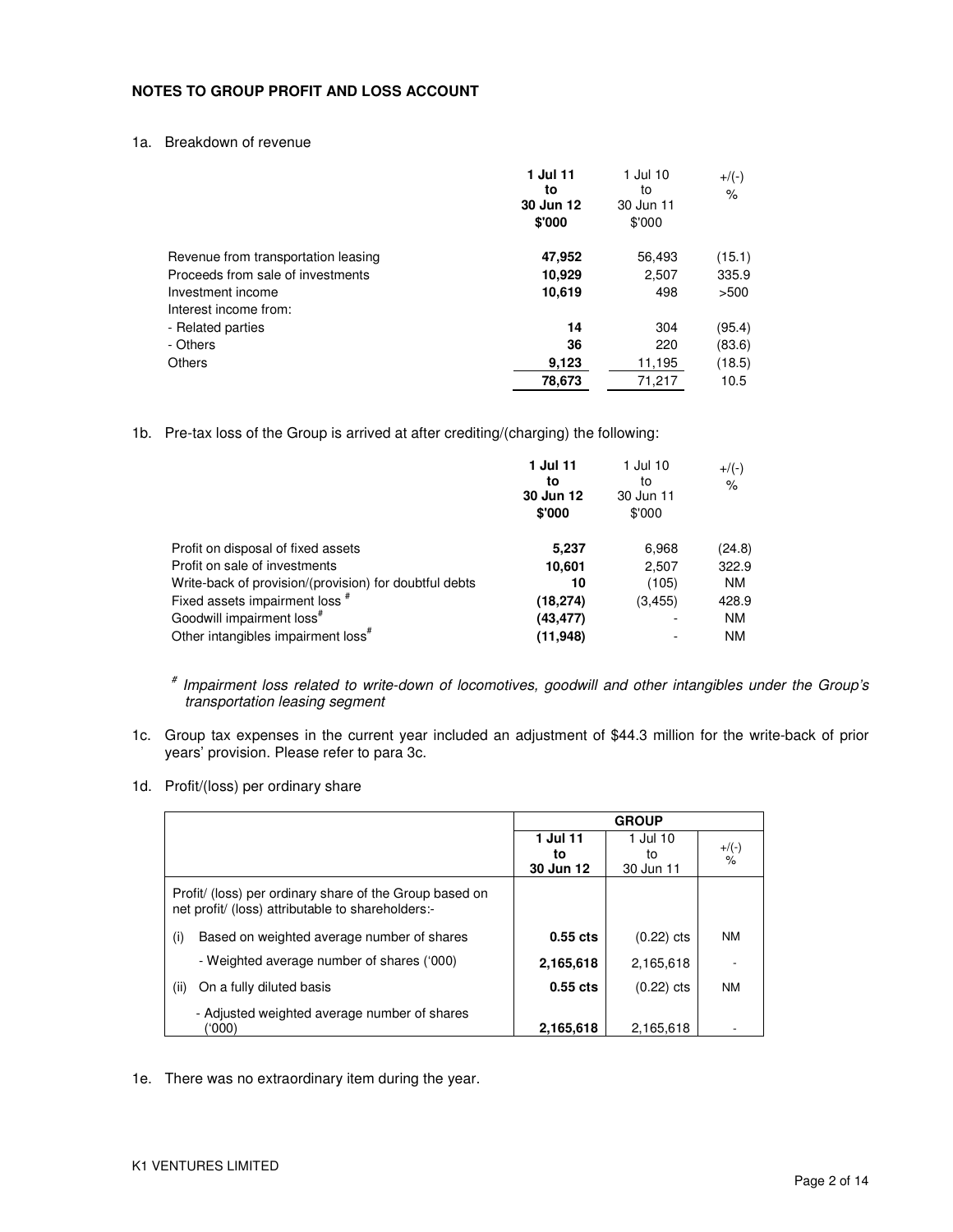**NOTES TO GROUP PROFIT AND LOSS ACCOUNT**

1a. Breakdown of revenue

| | **1 Jul 11 to 30 Jun 12 $'000** | 1 Jul 10 to 30 Jun 11 $'000 | +/(-) % |
|---|---|---|---|
| Revenue from transportation leasing | **47,952** | 56,493 | (15.1) |
| Proceeds from sale of investments | **10,929** | 2,507 | 335.9 |
| Investment income | **10,619** | 498 | >500 |
| Interest income from: | | | |
| - Related parties | **14** | 304 | (95.4) |
| - Others | **36** | 220 | (83.6) |
| Others | **9,123** | 11,195 | (18.5) |
| | **78,673** | 71,217 | 10.5 |

1b. Pre-tax loss of the Group is arrived at after crediting/(charging) the following:

| | **1 Jul 11 to 30 Jun 12 $'000** | 1 Jul 10 to 30 Jun 11 $'000 | +/(-) % |
|---|---|---|---|
| Profit on disposal of fixed assets | **5,237** | 6,968 | (24.8) |
| Profit on sale of investments | **10,601** | 2,507 | 322.9 |
| Write-back of provision/(provision) for doubtful debts | **10** | (105) | NM |
| Fixed assets impairment loss # | **(18,274)** | (3,455) | 428.9 |
| Goodwill impairment loss# | **(43,477)** | - | NM |
| Other intangibles impairment loss# | **(11,948)** | - | NM |

# *Impairment loss related to write-down of locomotives, goodwill and other intangibles under the Group's transportation leasing segment*

1c. Group tax expenses in the current year included an adjustment of $44.3 million for the write-back of prior years' provision. Please refer to para 3c.

1d. Profit/(loss) per ordinary share

| | **GROUP** | | |
|---|---|---|---|
| | **1 Jul 11 to 30 Jun 12** | 1 Jul 10 to 30 Jun 11 | +/(-) % |
| Profit/ (loss) per ordinary share of the Group based on net profit/ (loss) attributable to shareholders:- | | | |
| (i) Based on weighted average number of shares | **0.55 cts** | (0.22) cts | NM |
| - Weighted average number of shares ('000) | **2,165,618** | 2,165,618 | - |
| (ii) On a fully diluted basis | **0.55 cts** | (0.22) cts | NM |
| - Adjusted weighted average number of shares ('000) | **2,165,618** | 2,165,618 | - |

1e. There was no extraordinary item during the year.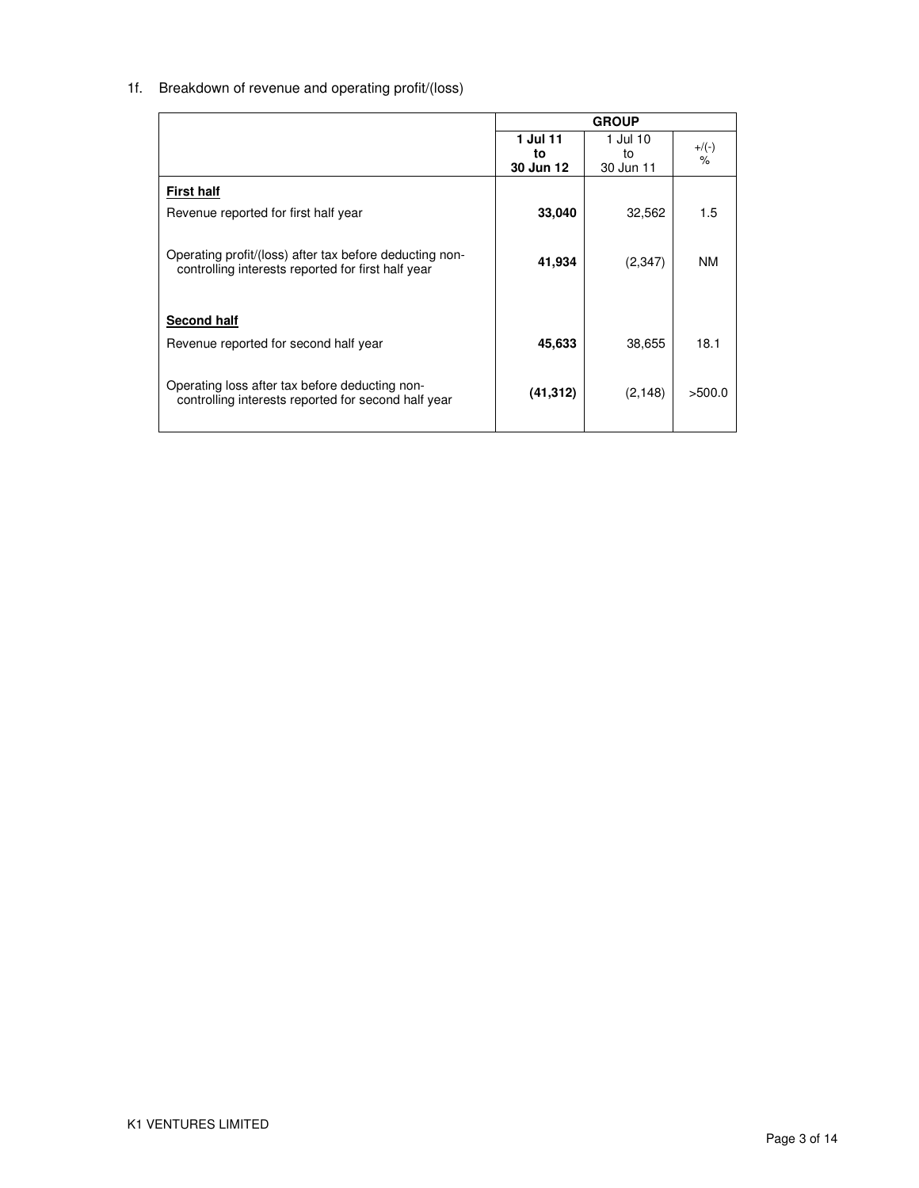1f. Breakdown of revenue and operating profit/(loss)

| | GROUP | | |
|---|---|---|---|
| | **1 Jul 11 to 30 Jun 12** | 1 Jul 10 to 30 Jun 11 | +/(-) % |
| **First half** | | | |
| Revenue reported for first half year | **33,040** | 32,562 | 1.5 |
| Operating profit/(loss) after tax before deducting non-controlling interests reported for first half year | **41,934** | (2,347) | NM |
| **Second half** | | | |
| Revenue reported for second half year | **45,633** | 38,655 | 18.1 |
| Operating loss after tax before deducting non-controlling interests reported for second half year | **(41,312)** | (2,148) | >500.0 |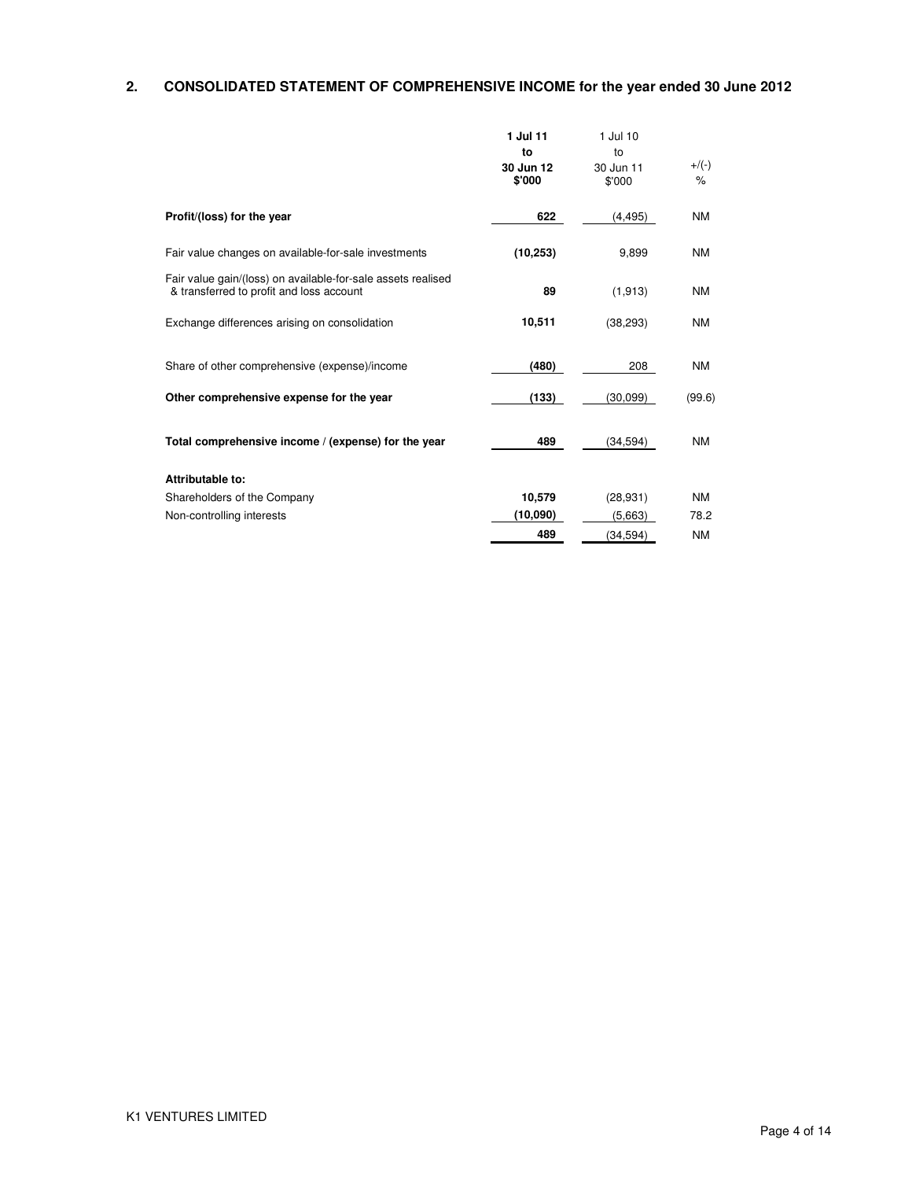## 2. CONSOLIDATED STATEMENT OF COMPREHENSIVE INCOME for the year ended 30 June 2012

| | **1 Jul 11 to 30 Jun 12 $'000** | 1 Jul 10 to 30 Jun 11 $'000 | +/(-) % |
|---|---|---|---|
| **Profit/(loss) for the year** | **622** | (4,495) | NM |
| Fair value changes on available-for-sale investments | **(10,253)** | 9,899 | NM |
| Fair value gain/(loss) on available-for-sale assets realised & transferred to profit and loss account | **89** | (1,913) | NM |
| Exchange differences arising on consolidation | **10,511** | (38,293) | NM |
| Share of other comprehensive (expense)/income | **(480)** | 208 | NM |
| **Other comprehensive expense for the year** | **(133)** | (30,099) | (99.6) |
| **Total comprehensive income / (expense) for the year** | **489** | (34,594) | NM |
| **Attributable to:** | | | |
| Shareholders of the Company | **10,579** | (28,931) | NM |
| Non-controlling interests | **(10,090)** | (5,663) | 78.2 |
| | **489** | (34,594) | NM |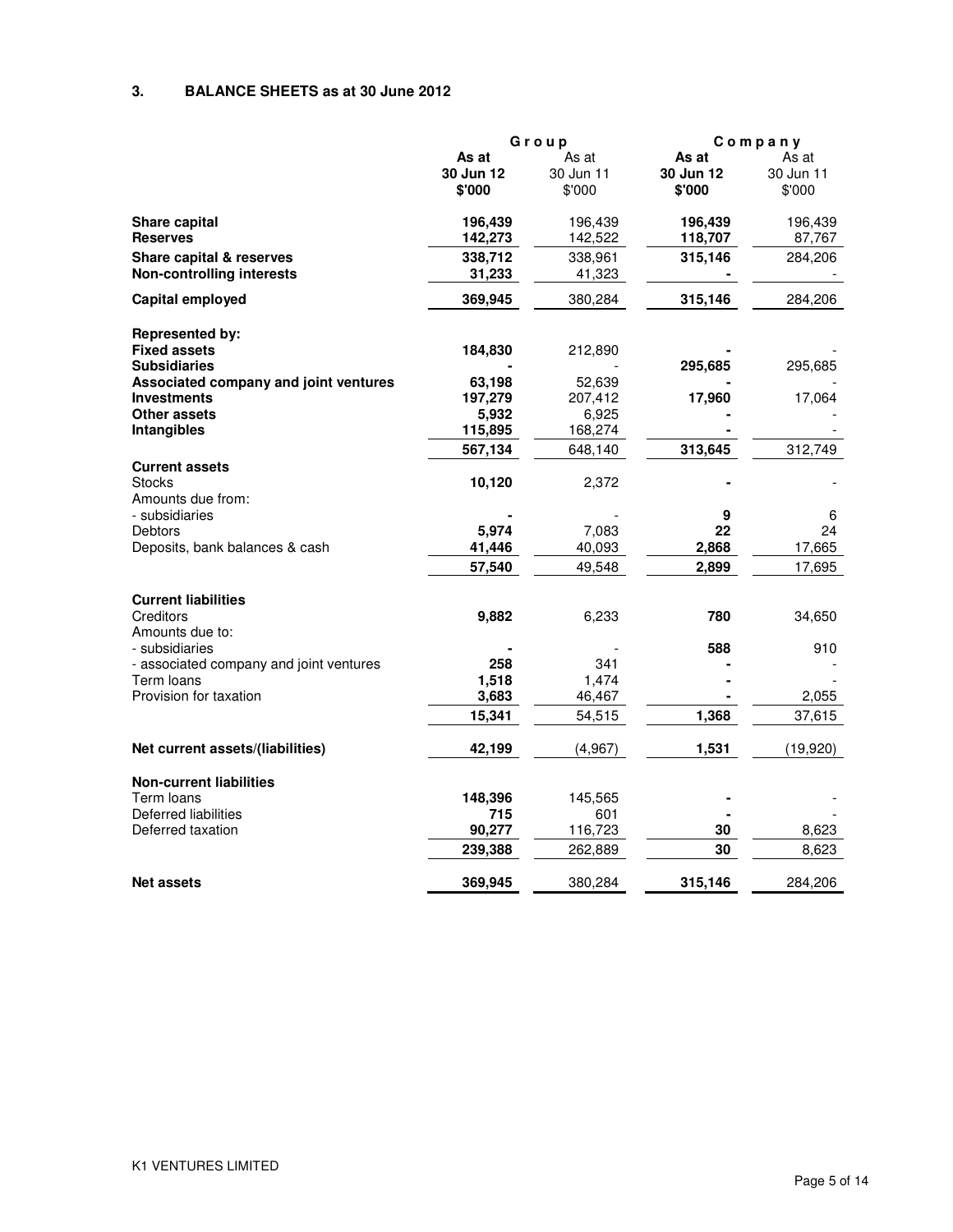### 3. BALANCE SHEETS as at 30 June 2012

| | Group | | Company | |
|---|---|---|---|---|
| | **As at 30 Jun 12 $'000** | As at 30 Jun 11 $'000 | **As at 30 Jun 12 $'000** | As at 30 Jun 11 $'000 |
| **Share capital** | **196,439** | 196,439 | **196,439** | 196,439 |
| **Reserves** | **142,273** | 142,522 | **118,707** | 87,767 |
| **Share capital & reserves** | **338,712** | 338,961 | **315,146** | 284,206 |
| **Non-controlling interests** | **31,233** | 41,323 | **-** | - |
| **Capital employed** | **369,945** | 380,284 | **315,146** | 284,206 |
| **Represented by:** | | | | |
| **Fixed assets** | **184,830** | 212,890 | **-** | - |
| **Subsidiaries** | **-** | - | **295,685** | 295,685 |
| **Associated company and joint ventures** | **63,198** | 52,639 | **-** | - |
| **Investments** | **197,279** | 207,412 | **17,960** | 17,064 |
| **Other assets** | **5,932** | 6,925 | **-** | - |
| **Intangibles** | **115,895** | 168,274 | **-** | - |
| | **567,134** | 648,140 | **313,645** | 312,749 |
| **Current assets** | | | | |
| Stocks | **10,120** | 2,372 | **-** | - |
| Amounts due from: | | | | |
| - subsidiaries | **-** | - | **9** | 6 |
| Debtors | **5,974** | 7,083 | **22** | 24 |
| Deposits, bank balances & cash | **41,446** | 40,093 | **2,868** | 17,665 |
| | **57,540** | 49,548 | **2,899** | 17,695 |
| **Current liabilities** | | | | |
| Creditors | **9,882** | 6,233 | **780** | 34,650 |
| Amounts due to: | | | | |
| - subsidiaries | **-** | - | **588** | 910 |
| - associated company and joint ventures | **258** | 341 | **-** | - |
| Term loans | **1,518** | 1,474 | **-** | - |
| Provision for taxation | **3,683** | 46,467 | **-** | 2,055 |
| | **15,341** | 54,515 | **1,368** | 37,615 |
| **Net current assets/(liabilities)** | **42,199** | (4,967) | **1,531** | (19,920) |
| **Non-current liabilities** | | | | |
| Term loans | **148,396** | 145,565 | **-** | - |
| Deferred liabilities | **715** | 601 | **-** | - |
| Deferred taxation | **90,277** | 116,723 | **30** | 8,623 |
| | **239,388** | 262,889 | **30** | 8,623 |
| **Net assets** | **369,945** | 380,284 | **315,146** | 284,206 |

K1 VENTURES LIMITED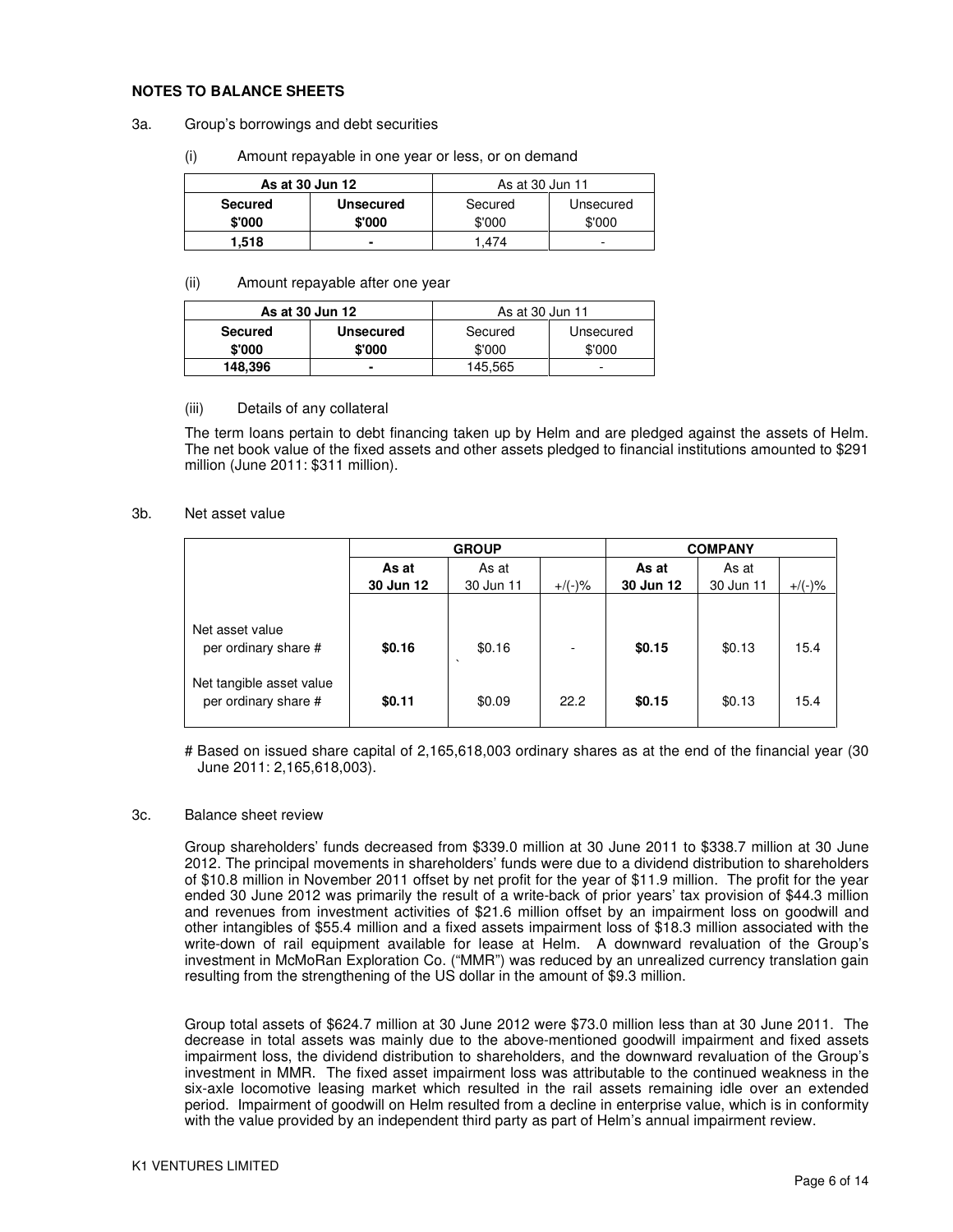**NOTES TO BALANCE SHEETS**

3a. Group's borrowings and debt securities

(i) Amount repayable in one year or less, or on demand

| **As at 30 Jun 12** | | As at 30 Jun 11 | |
|---|---|---|---|
| **Secured $'000** | **Unsecured $'000** | Secured $'000 | Unsecured $'000 |
| **1,518** | **-** | 1,474 | - |

(ii) Amount repayable after one year

| **As at 30 Jun 12** | | As at 30 Jun 11 | |
|---|---|---|---|
| **Secured $'000** | **Unsecured $'000** | Secured $'000 | Unsecured $'000 |
| **148,396** | **-** | 145,565 | - |

(iii) Details of any collateral

The term loans pertain to debt financing taken up by Helm and are pledged against the assets of Helm. The net book value of the fixed assets and other assets pledged to financial institutions amounted to $291 million (June 2011: $311 million).

3b. Net asset value

| | **GROUP** | | | **COMPANY** | | |
|---|---|---|---|---|---|---|
| | **As at 30 Jun 12** | As at 30 Jun 11 | +/(-)% | **As at 30 Jun 12** | As at 30 Jun 11 | +/(-)% |
| Net asset value per ordinary share # | **$0.16** | $0.16 | - | **$0.15** | $0.13 | 15.4 |
| Net tangible asset value per ordinary share # | **$0.11** | $0.09 | 22.2 | **$0.15** | $0.13 | 15.4 |

# Based on issued share capital of 2,165,618,003 ordinary shares as at the end of the financial year (30 June 2011: 2,165,618,003).

3c. Balance sheet review

Group shareholders' funds decreased from $339.0 million at 30 June 2011 to $338.7 million at 30 June 2012. The principal movements in shareholders' funds were due to a dividend distribution to shareholders of $10.8 million in November 2011 offset by net profit for the year of $11.9 million. The profit for the year ended 30 June 2012 was primarily the result of a write-back of prior years' tax provision of $44.3 million and revenues from investment activities of $21.6 million offset by an impairment loss on goodwill and other intangibles of $55.4 million and a fixed assets impairment loss of $18.3 million associated with the write-down of rail equipment available for lease at Helm. A downward revaluation of the Group's investment in McMoRan Exploration Co. ("MMR") was reduced by an unrealized currency translation gain resulting from the strengthening of the US dollar in the amount of $9.3 million.

Group total assets of $624.7 million at 30 June 2012 were $73.0 million less than at 30 June 2011. The decrease in total assets was mainly due to the above-mentioned goodwill impairment and fixed assets impairment loss, the dividend distribution to shareholders, and the downward revaluation of the Group's investment in MMR. The fixed asset impairment loss was attributable to the continued weakness in the six-axle locomotive leasing market which resulted in the rail assets remaining idle over an extended period. Impairment of goodwill on Helm resulted from a decline in enterprise value, which is in conformity with the value provided by an independent third party as part of Helm's annual impairment review.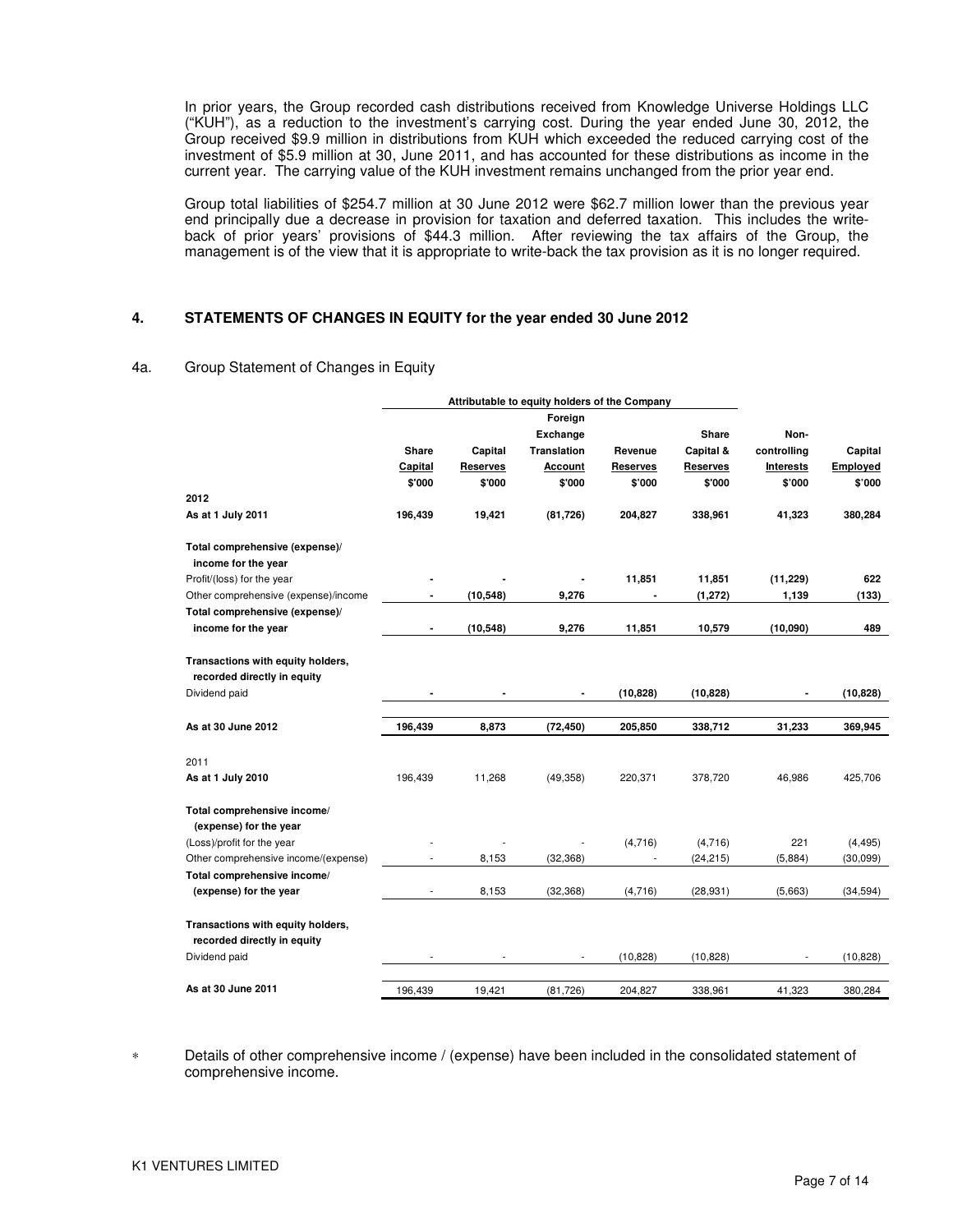In prior years, the Group recorded cash distributions received from Knowledge Universe Holdings LLC ("KUH"), as a reduction to the investment's carrying cost. During the year ended June 30, 2012, the Group received $9.9 million in distributions from KUH which exceeded the reduced carrying cost of the investment of $5.9 million at 30, June 2011, and has accounted for these distributions as income in the current year. The carrying value of the KUH investment remains unchanged from the prior year end.

Group total liabilities of $254.7 million at 30 June 2012 were $62.7 million lower than the previous year end principally due a decrease in provision for taxation and deferred taxation. This includes the write-back of prior years' provisions of $44.3 million. After reviewing the tax affairs of the Group, the management is of the view that it is appropriate to write-back the tax provision as it is no longer required.

## 4. STATEMENTS OF CHANGES IN EQUITY for the year ended 30 June 2012

### 4a. Group Statement of Changes in Equity

| | Attributable to equity holders of the Company | | | | | | |
|---|---|---|---|---|---|---|---|
| | Share Capital | Capital Reserves | Foreign Exchange Translation Account | Revenue Reserves | Share Capital & Reserves | Non-controlling Interests | Capital Employed |
| | $'000 | $'000 | $'000 | $'000 | $'000 | $'000 | $'000 |
| **2012** | | | | | | | |
| **As at 1 July 2011** | **196,439** | **19,421** | **(81,726)** | **204,827** | **338,961** | **41,323** | **380,284** |
| **Total comprehensive (expense)/ income for the year** | | | | | | | |
| Profit/(loss) for the year | **-** | **-** | **-** | **11,851** | **11,851** | **(11,229)** | **622** |
| Other comprehensive (expense)/income | **-** | **(10,548)** | **9,276** | **-** | **(1,272)** | **1,139** | **(133)** |
| **Total comprehensive (expense)/ income for the year** | **-** | **(10,548)** | **9,276** | **11,851** | **10,579** | **(10,090)** | **489** |
| **Transactions with equity holders, recorded directly in equity** | | | | | | | |
| Dividend paid | **-** | **-** | **-** | **(10,828)** | **(10,828)** | **-** | **(10,828)** |
| **As at 30 June 2012** | **196,439** | **8,873** | **(72,450)** | **205,850** | **338,712** | **31,233** | **369,945** |
| 2011 | | | | | | | |
| **As at 1 July 2010** | 196,439 | 11,268 | (49,358) | 220,371 | 378,720 | 46,986 | 425,706 |
| **Total comprehensive income/ (expense) for the year** | | | | | | | |
| (Loss)/profit for the year | - | - | - | (4,716) | (4,716) | 221 | (4,495) |
| Other comprehensive income/(expense) | - | 8,153 | (32,368) | - | (24,215) | (5,884) | (30,099) |
| **Total comprehensive income/ (expense) for the year** | - | 8,153 | (32,368) | (4,716) | (28,931) | (5,663) | (34,594) |
| **Transactions with equity holders, recorded directly in equity** | | | | | | | |
| Dividend paid | - | - | - | (10,828) | (10,828) | - | (10,828) |
| **As at 30 June 2011** | 196,439 | 19,421 | (81,726) | 204,827 | 338,961 | 41,323 | 380,284 |

* Details of other comprehensive income / (expense) have been included in the consolidated statement of comprehensive income.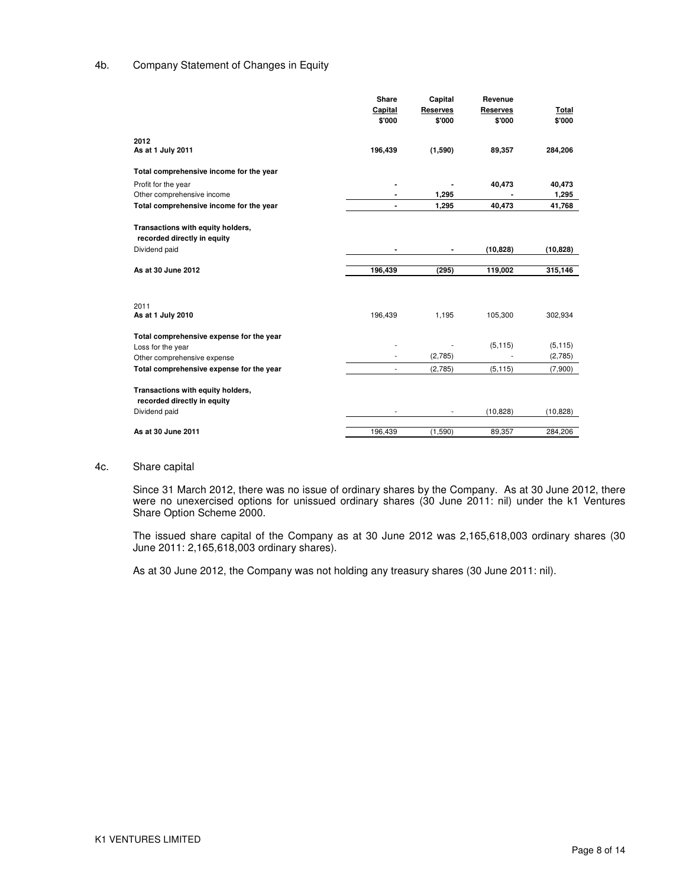## 4b. Company Statement of Changes in Equity

| | Share Capital $'000 | Capital Reserves $'000 | Revenue Reserves $'000 | Total $'000 |
|---|---|---|---|---|
| **2012** | | | | |
| **As at 1 July 2011** | **196,439** | **(1,590)** | **89,357** | **284,206** |
| **Total comprehensive income for the year** | | | | |
| Profit for the year | **-** | **-** | **40,473** | **40,473** |
| Other comprehensive income | **-** | **1,295** | **-** | **1,295** |
| **Total comprehensive income for the year** | **-** | **1,295** | **40,473** | **41,768** |
| **Transactions with equity holders, recorded directly in equity** | | | | |
| Dividend paid | **-** | **-** | **(10,828)** | **(10,828)** |
| **As at 30 June 2012** | **196,439** | **(295)** | **119,002** | **315,146** |
| 2011 | | | | |
| **As at 1 July 2010** | 196,439 | 1,195 | 105,300 | 302,934 |
| **Total comprehensive expense for the year** | | | | |
| Loss for the year | - | - | (5,115) | (5,115) |
| Other comprehensive expense | - | (2,785) | - | (2,785) |
| **Total comprehensive expense for the year** | - | (2,785) | (5,115) | (7,900) |
| **Transactions with equity holders, recorded directly in equity** | | | | |
| Dividend paid | - | - | (10,828) | (10,828) |
| **As at 30 June 2011** | 196,439 | (1,590) | 89,357 | 284,206 |

## 4c. Share capital

Since 31 March 2012, there was no issue of ordinary shares by the Company. As at 30 June 2012, there were no unexercised options for unissued ordinary shares (30 June 2011: nil) under the k1 Ventures Share Option Scheme 2000.

The issued share capital of the Company as at 30 June 2012 was 2,165,618,003 ordinary shares (30 June 2011: 2,165,618,003 ordinary shares).

As at 30 June 2012, the Company was not holding any treasury shares (30 June 2011: nil).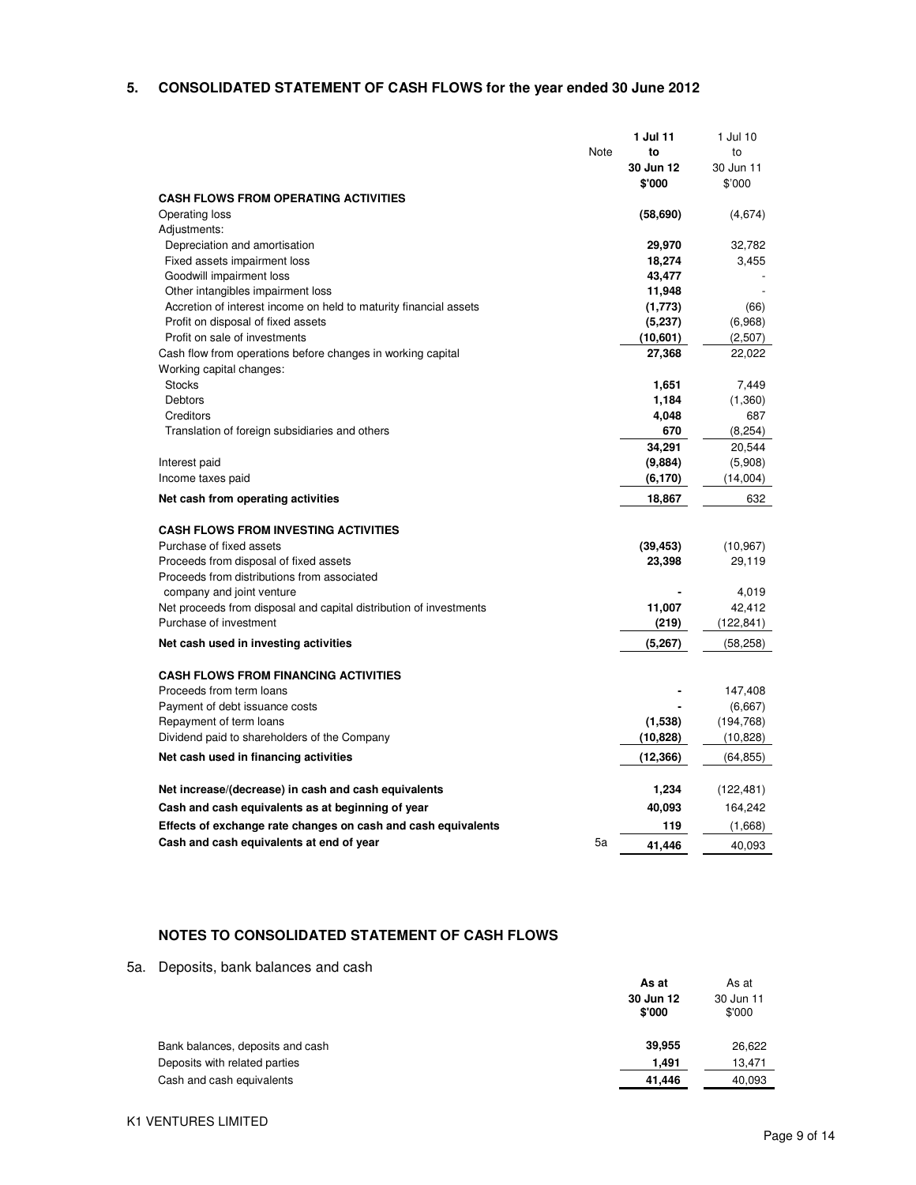## 5. CONSOLIDATED STATEMENT OF CASH FLOWS for the year ended 30 June 2012

| | Note | **1 Jul 11 to 30 Jun 12 $'000** | 1 Jul 10 to 30 Jun 11 $'000 |
|---|---|---|---|
| **CASH FLOWS FROM OPERATING ACTIVITIES** | | | |
| Operating loss | | **(58,690)** | (4,674) |
| Adjustments: | | | |
| Depreciation and amortisation | | **29,970** | 32,782 |
| Fixed assets impairment loss | | **18,274** | 3,455 |
| Goodwill impairment loss | | **43,477** | - |
| Other intangibles impairment loss | | **11,948** | - |
| Accretion of interest income on held to maturity financial assets | | **(1,773)** | (66) |
| Profit on disposal of fixed assets | | **(5,237)** | (6,968) |
| Profit on sale of investments | | **(10,601)** | (2,507) |
| Cash flow from operations before changes in working capital | | **27,368** | 22,022 |
| Working capital changes: | | | |
| Stocks | | **1,651** | 7,449 |
| Debtors | | **1,184** | (1,360) |
| Creditors | | **4,048** | 687 |
| Translation of foreign subsidiaries and others | | **670** | (8,254) |
| | | **34,291** | 20,544 |
| Interest paid | | **(9,884)** | (5,908) |
| Income taxes paid | | **(6,170)** | (14,004) |
| **Net cash from operating activities** | | **18,867** | 632 |
| **CASH FLOWS FROM INVESTING ACTIVITIES** | | | |
| Purchase of fixed assets | | **(39,453)** | (10,967) |
| Proceeds from disposal of fixed assets | | **23,398** | 29,119 |
| Proceeds from distributions from associated company and joint venture | | **-** | 4,019 |
| Net proceeds from disposal and capital distribution of investments | | **11,007** | 42,412 |
| Purchase of investment | | **(219)** | (122,841) |
| **Net cash used in investing activities** | | **(5,267)** | (58,258) |
| **CASH FLOWS FROM FINANCING ACTIVITIES** | | | |
| Proceeds from term loans | | **-** | 147,408 |
| Payment of debt issuance costs | | **-** | (6,667) |
| Repayment of term loans | | **(1,538)** | (194,768) |
| Dividend paid to shareholders of the Company | | **(10,828)** | (10,828) |
| **Net cash used in financing activities** | | **(12,366)** | (64,855) |
| **Net increase/(decrease) in cash and cash equivalents** | | **1,234** | (122,481) |
| **Cash and cash equivalents as at beginning of year** | | **40,093** | 164,242 |
| **Effects of exchange rate changes on cash and cash equivalents** | | **119** | (1,668) |
| **Cash and cash equivalents at end of year** | 5a | **41,446** | 40,093 |

### NOTES TO CONSOLIDATED STATEMENT OF CASH FLOWS

5a. Deposits, bank balances and cash

| | **As at 30 Jun 12 $'000** | As at 30 Jun 11 $'000 |
|---|---|---|
| Bank balances, deposits and cash | **39,955** | 26,622 |
| Deposits with related parties | **1,491** | 13,471 |
| Cash and cash equivalents | **41,446** | 40,093 |

K1 VENTURES LIMITED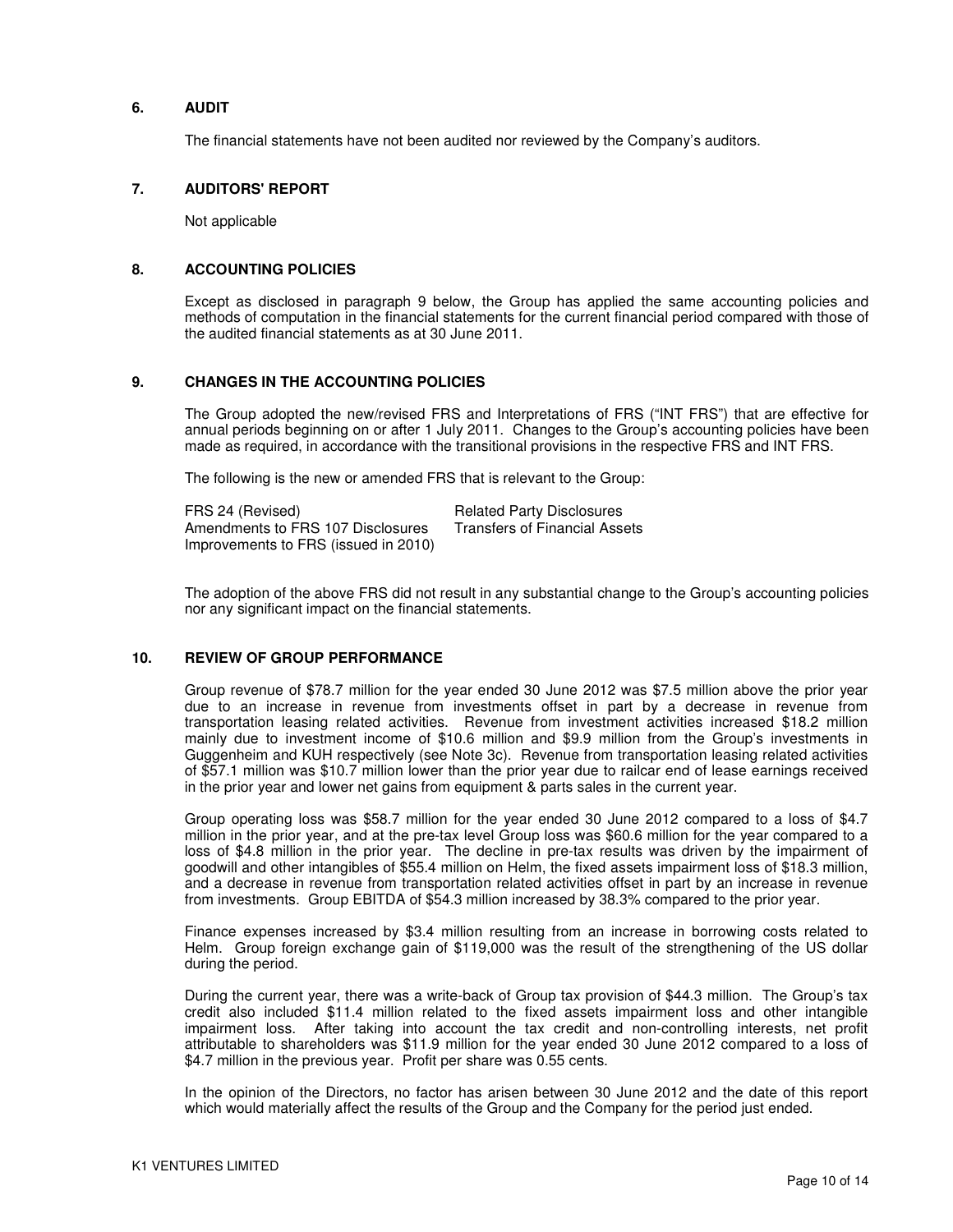## 6. AUDIT

The financial statements have not been audited nor reviewed by the Company's auditors.

## 7. AUDITORS' REPORT

Not applicable

## 8. ACCOUNTING POLICIES

Except as disclosed in paragraph 9 below, the Group has applied the same accounting policies and methods of computation in the financial statements for the current financial period compared with those of the audited financial statements as at 30 June 2011.

## 9. CHANGES IN THE ACCOUNTING POLICIES

The Group adopted the new/revised FRS and Interpretations of FRS ("INT FRS") that are effective for annual periods beginning on or after 1 July 2011. Changes to the Group's accounting policies have been made as required, in accordance with the transitional provisions in the respective FRS and INT FRS.

The following is the new or amended FRS that is relevant to the Group:

| | |
|---|---|
| FRS 24 (Revised) | Related Party Disclosures |
| Amendments to FRS 107 Disclosures | Transfers of Financial Assets |
| Improvements to FRS (issued in 2010) | |

The adoption of the above FRS did not result in any substantial change to the Group's accounting policies nor any significant impact on the financial statements.

## 10. REVIEW OF GROUP PERFORMANCE

Group revenue of $78.7 million for the year ended 30 June 2012 was $7.5 million above the prior year due to an increase in revenue from investments offset in part by a decrease in revenue from transportation leasing related activities. Revenue from investment activities increased $18.2 million mainly due to investment income of $10.6 million and $9.9 million from the Group's investments in Guggenheim and KUH respectively (see Note 3c). Revenue from transportation leasing related activities of $57.1 million was $10.7 million lower than the prior year due to railcar end of lease earnings received in the prior year and lower net gains from equipment & parts sales in the current year.

Group operating loss was $58.7 million for the year ended 30 June 2012 compared to a loss of $4.7 million in the prior year, and at the pre-tax level Group loss was $60.6 million for the year compared to a loss of $4.8 million in the prior year. The decline in pre-tax results was driven by the impairment of goodwill and other intangibles of $55.4 million on Helm, the fixed assets impairment loss of $18.3 million, and a decrease in revenue from transportation related activities offset in part by an increase in revenue from investments. Group EBITDA of $54.3 million increased by 38.3% compared to the prior year.

Finance expenses increased by $3.4 million resulting from an increase in borrowing costs related to Helm. Group foreign exchange gain of $119,000 was the result of the strengthening of the US dollar during the period.

During the current year, there was a write-back of Group tax provision of $44.3 million. The Group's tax credit also included $11.4 million related to the fixed assets impairment loss and other intangible impairment loss. After taking into account the tax credit and non-controlling interests, net profit attributable to shareholders was $11.9 million for the year ended 30 June 2012 compared to a loss of $4.7 million in the previous year. Profit per share was 0.55 cents.

In the opinion of the Directors, no factor has arisen between 30 June 2012 and the date of this report which would materially affect the results of the Group and the Company for the period just ended.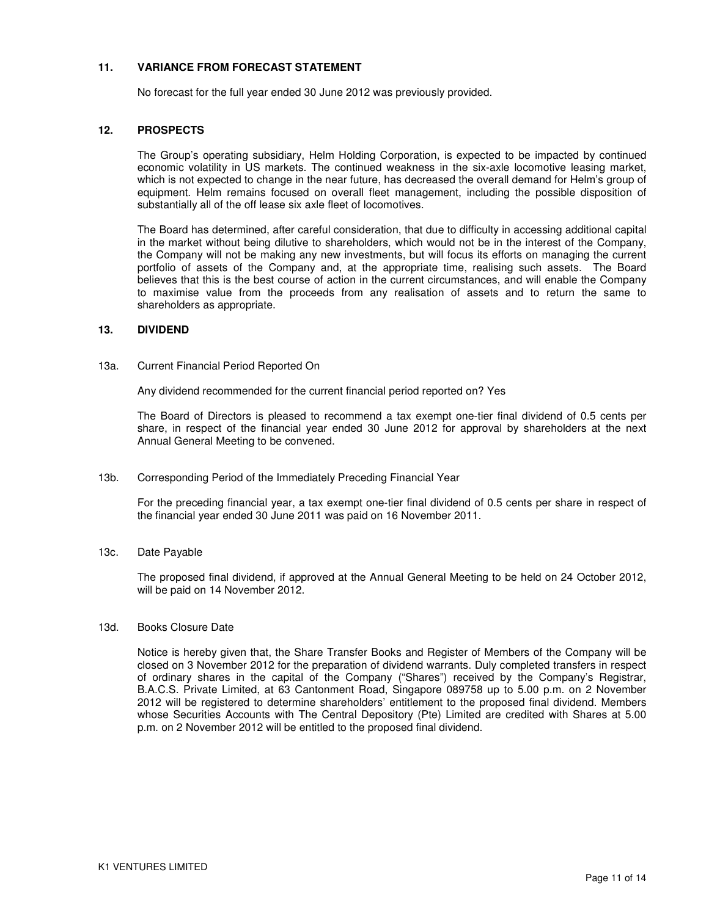## 11. VARIANCE FROM FORECAST STATEMENT

No forecast for the full year ended 30 June 2012 was previously provided.

## 12. PROSPECTS

The Group's operating subsidiary, Helm Holding Corporation, is expected to be impacted by continued economic volatility in US markets. The continued weakness in the six-axle locomotive leasing market, which is not expected to change in the near future, has decreased the overall demand for Helm's group of equipment. Helm remains focused on overall fleet management, including the possible disposition of substantially all of the off lease six axle fleet of locomotives.

The Board has determined, after careful consideration, that due to difficulty in accessing additional capital in the market without being dilutive to shareholders, which would not be in the interest of the Company, the Company will not be making any new investments, but will focus its efforts on managing the current portfolio of assets of the Company and, at the appropriate time, realising such assets. The Board believes that this is the best course of action in the current circumstances, and will enable the Company to maximise value from the proceeds from any realisation of assets and to return the same to shareholders as appropriate.

## 13. DIVIDEND

### 13a. Current Financial Period Reported On

Any dividend recommended for the current financial period reported on? Yes

The Board of Directors is pleased to recommend a tax exempt one-tier final dividend of 0.5 cents per share, in respect of the financial year ended 30 June 2012 for approval by shareholders at the next Annual General Meeting to be convened.

### 13b. Corresponding Period of the Immediately Preceding Financial Year

For the preceding financial year, a tax exempt one-tier final dividend of 0.5 cents per share in respect of the financial year ended 30 June 2011 was paid on 16 November 2011.

### 13c. Date Payable

The proposed final dividend, if approved at the Annual General Meeting to be held on 24 October 2012, will be paid on 14 November 2012.

### 13d. Books Closure Date

Notice is hereby given that, the Share Transfer Books and Register of Members of the Company will be closed on 3 November 2012 for the preparation of dividend warrants. Duly completed transfers in respect of ordinary shares in the capital of the Company ("Shares") received by the Company's Registrar, B.A.C.S. Private Limited, at 63 Cantonment Road, Singapore 089758 up to 5.00 p.m. on 2 November 2012 will be registered to determine shareholders' entitlement to the proposed final dividend. Members whose Securities Accounts with The Central Depository (Pte) Limited are credited with Shares at 5.00 p.m. on 2 November 2012 will be entitled to the proposed final dividend.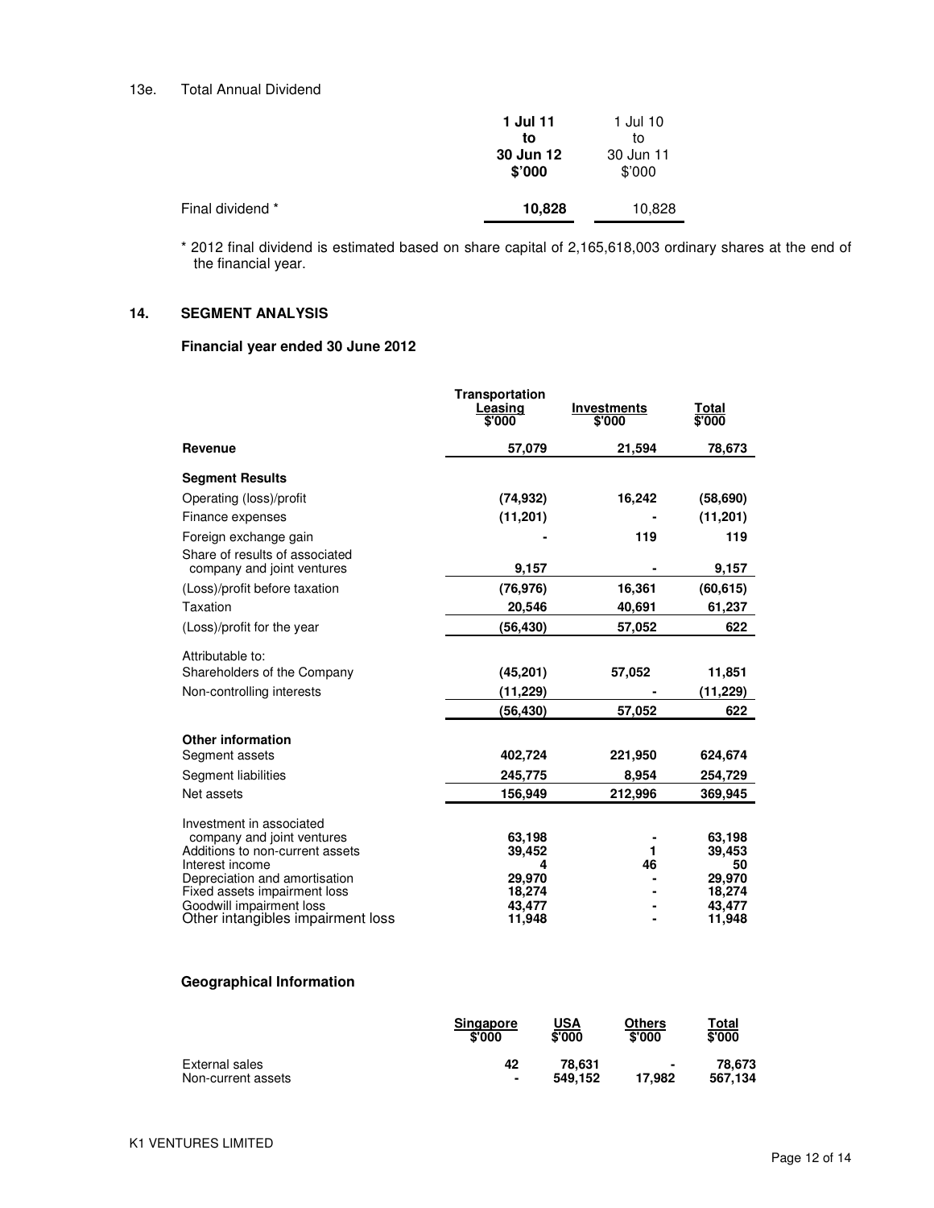13e. Total Annual Dividend

| | **1 Jul 11 to 30 Jun 12 $'000** | 1 Jul 10 to 30 Jun 11 $'000 |
|---|---|---|
| Final dividend * | **10,828** | 10,828 |

\* 2012 final dividend is estimated based on share capital of 2,165,618,003 ordinary shares at the end of the financial year.

## 14. SEGMENT ANALYSIS

### Financial year ended 30 June 2012

| | Transportation Leasing $'000 | Investments $'000 | Total $'000 |
|---|---|---|---|
| **Revenue** | **57,079** | **21,594** | **78,673** |
| **Segment Results** | | | |
| Operating (loss)/profit | **(74,932)** | **16,242** | **(58,690)** |
| Finance expenses | **(11,201)** | **-** | **(11,201)** |
| Foreign exchange gain | **-** | **119** | **119** |
| Share of results of associated company and joint ventures | **9,157** | **-** | **9,157** |
| (Loss)/profit before taxation | **(76,976)** | **16,361** | **(60,615)** |
| Taxation | **20,546** | **40,691** | **61,237** |
| (Loss)/profit for the year | **(56,430)** | **57,052** | **622** |
| Attributable to: | | | |
| Shareholders of the Company | **(45,201)** | **57,052** | **11,851** |
| Non-controlling interests | **(11,229)** | **-** | **(11,229)** |
| | **(56,430)** | **57,052** | **622** |
| **Other information** | | | |
| Segment assets | **402,724** | **221,950** | **624,674** |
| Segment liabilities | **245,775** | **8,954** | **254,729** |
| Net assets | **156,949** | **212,996** | **369,945** |
| Investment in associated company and joint ventures | **63,198** | **-** | **63,198** |
| Additions to non-current assets | **39,452** | **1** | **39,453** |
| Interest income | **4** | **46** | **50** |
| Depreciation and amortisation | **29,970** | **-** | **29,970** |
| Fixed assets impairment loss | **18,274** | **-** | **18,274** |
| Goodwill impairment loss | **43,477** | **-** | **43,477** |
| Other intangibles impairment loss | **11,948** | **-** | **11,948** |

### Geographical Information

| | Singapore $'000 | USA $'000 | Others $'000 | Total $'000 |
|---|---|---|---|---|
| External sales | **42** | **78,631** | **-** | **78,673** |
| Non-current assets | **-** | **549,152** | **17,982** | **567,134** |

K1 VENTURES LIMITED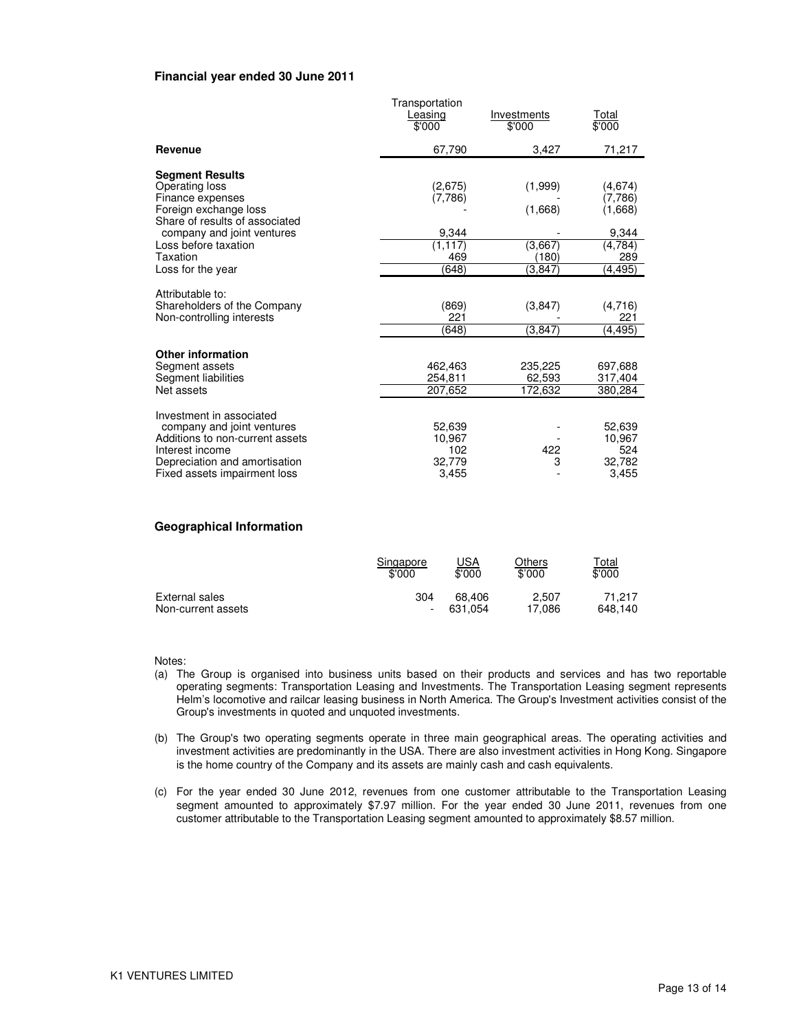**Financial year ended 30 June 2011**

| | Transportation Leasing $'000 | Investments $'000 | Total $'000 |
|---|---|---|---|
| **Revenue** | 67,790 | 3,427 | 71,217 |
| **Segment Results** | | | |
| Operating loss | (2,675) | (1,999) | (4,674) |
| Finance expenses | (7,786) | - | (7,786) |
| Foreign exchange loss | - | (1,668) | (1,668) |
| Share of results of associated company and joint ventures | 9,344 | - | 9,344 |
| Loss before taxation | (1,117) | (3,667) | (4,784) |
| Taxation | 469 | (180) | 289 |
| Loss for the year | (648) | (3,847) | (4,495) |
| Attributable to: | | | |
| Shareholders of the Company | (869) | (3,847) | (4,716) |
| Non-controlling interests | 221 | - | 221 |
| | (648) | (3,847) | (4,495) |
| **Other information** | | | |
| Segment assets | 462,463 | 235,225 | 697,688 |
| Segment liabilities | 254,811 | 62,593 | 317,404 |
| Net assets | 207,652 | 172,632 | 380,284 |
| Investment in associated company and joint ventures | 52,639 | - | 52,639 |
| Additions to non-current assets | 10,967 | - | 10,967 |
| Interest income | 102 | 422 | 524 |
| Depreciation and amortisation | 32,779 | 3 | 32,782 |
| Fixed assets impairment loss | 3,455 | - | 3,455 |

**Geographical Information**

| | Singapore $'000 | USA $'000 | Others $'000 | Total $'000 |
|---|---|---|---|---|
| External sales | 304 | 68,406 | 2,507 | 71,217 |
| Non-current assets | - | 631,054 | 17,086 | 648,140 |

Notes:

(a) The Group is organised into business units based on their products and services and has two reportable operating segments: Transportation Leasing and Investments. The Transportation Leasing segment represents Helm's locomotive and railcar leasing business in North America. The Group's Investment activities consist of the Group's investments in quoted and unquoted investments.

(b) The Group's two operating segments operate in three main geographical areas. The operating activities and investment activities are predominantly in the USA. There are also investment activities in Hong Kong. Singapore is the home country of the Company and its assets are mainly cash and cash equivalents.

(c) For the year ended 30 June 2012, revenues from one customer attributable to the Transportation Leasing segment amounted to approximately $7.97 million. For the year ended 30 June 2011, revenues from one customer attributable to the Transportation Leasing segment amounted to approximately $8.57 million.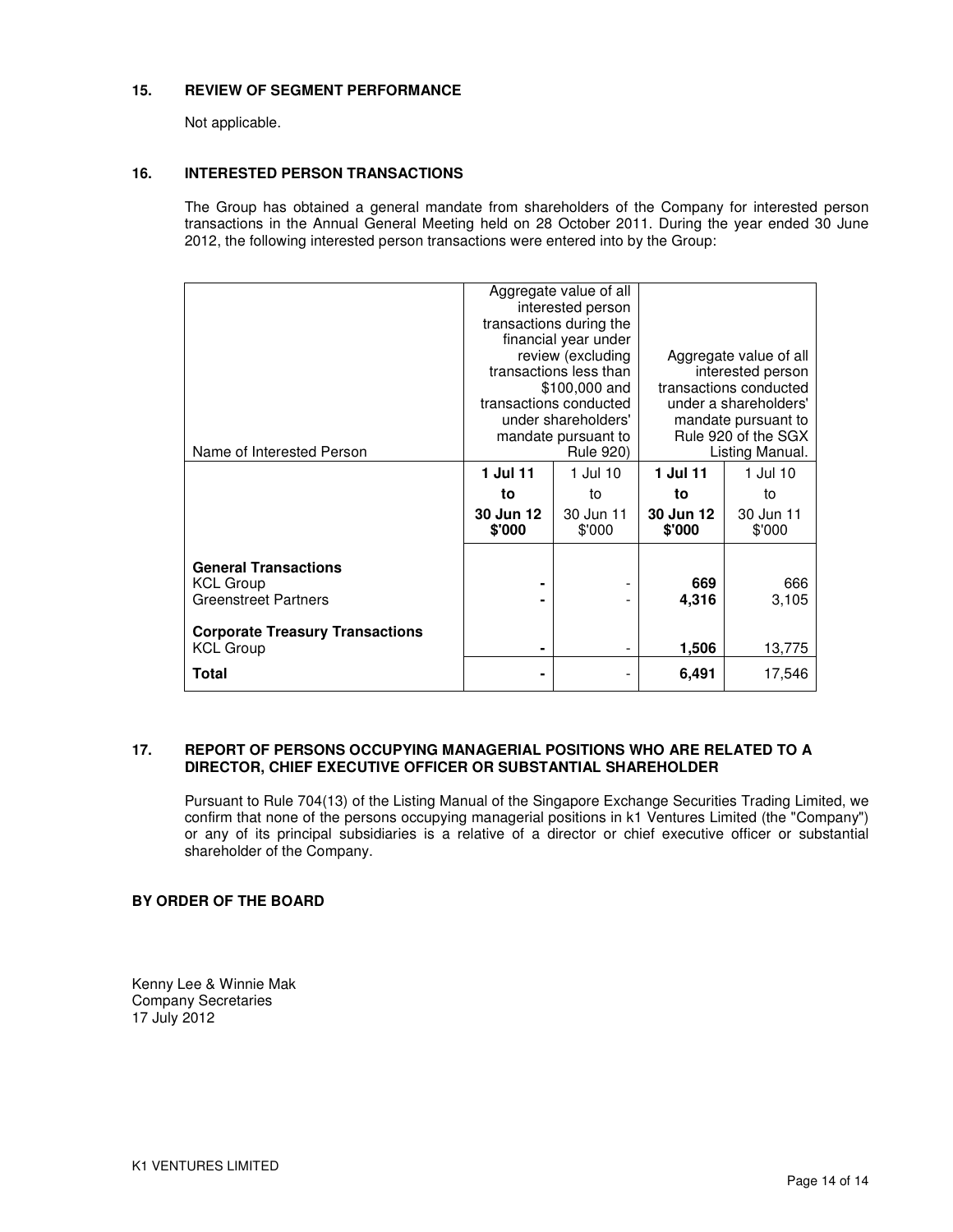## 15. REVIEW OF SEGMENT PERFORMANCE

Not applicable.

## 16. INTERESTED PERSON TRANSACTIONS

The Group has obtained a general mandate from shareholders of the Company for interested person transactions in the Annual General Meeting held on 28 October 2011. During the year ended 30 June 2012, the following interested person transactions were entered into by the Group:

| Name of Interested Person | Aggregate value of all interested person transactions during the financial year under review (excluding transactions less than $100,000 and transactions conducted under shareholders' mandate pursuant to Rule 920) | | Aggregate value of all interested person transactions conducted under a shareholders' mandate pursuant to Rule 920 of the SGX Listing Manual. | |
|---|---|---|---|---|
| | **1 Jul 11 to 30 Jun 12 $'000** | 1 Jul 10 to 30 Jun 11 $'000 | **1 Jul 11 to 30 Jun 12 $'000** | 1 Jul 10 to 30 Jun 11 $'000 |
| **General Transactions** | | | | |
| KCL Group | **-** | - | **669** | 666 |
| Greenstreet Partners | **-** | - | **4,316** | 3,105 |
| **Corporate Treasury Transactions** | | | | |
| KCL Group | **-** | - | **1,506** | 13,775 |
| **Total** | **-** | - | **6,491** | 17,546 |

## 17. REPORT OF PERSONS OCCUPYING MANAGERIAL POSITIONS WHO ARE RELATED TO A DIRECTOR, CHIEF EXECUTIVE OFFICER OR SUBSTANTIAL SHAREHOLDER

Pursuant to Rule 704(13) of the Listing Manual of the Singapore Exchange Securities Trading Limited, we confirm that none of the persons occupying managerial positions in k1 Ventures Limited (the "Company") or any of its principal subsidiaries is a relative of a director or chief executive officer or substantial shareholder of the Company.

**BY ORDER OF THE BOARD**

Kenny Lee & Winnie Mak
Company Secretaries
17 July 2012